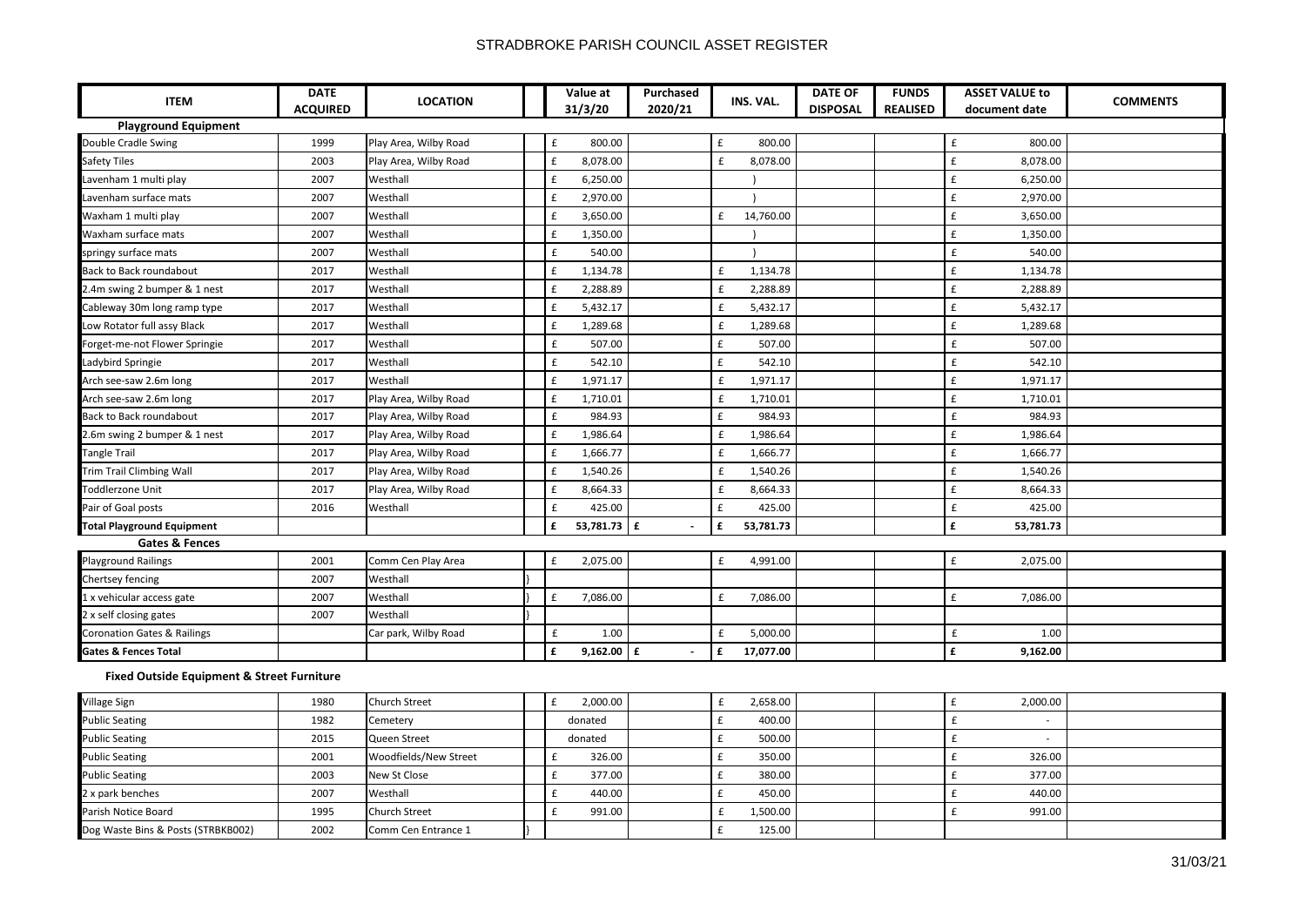# STRADBROKE PARISH COUNCIL ASSET REGISTER

| ITEM | DATE ACQUIRED | LOCATION | | Value at 31/3/20 | Purchased 2020/21 | INS. VAL. | DATE OF DISPOSAL | FUNDS REALISED | ASSET VALUE to document date | COMMENTS |
|---|---|---|---|---|---|---|---|---|---|---|
| **Playground Equipment** | | | | | | | | | | |
| Double Cradle Swing | 1999 | Play Area, Wilby Road | | £ 800.00 | | £ 800.00 | | | £ 800.00 | |
| Safety Tiles | 2003 | Play Area, Wilby Road | | £ 8,078.00 | | £ 8,078.00 | | | £ 8,078.00 | |
| Lavenham 1 multi play | 2007 | Westhall | | £ 6,250.00 | | ) | | | £ 6,250.00 | |
| Lavenham surface mats | 2007 | Westhall | | £ 2,970.00 | | ) | | | £ 2,970.00 | |
| Waxham 1 multi play | 2007 | Westhall | | £ 3,650.00 | | £ 14,760.00 | | | £ 3,650.00 | |
| Waxham surface mats | 2007 | Westhall | | £ 1,350.00 | | ) | | | £ 1,350.00 | |
| springy surface mats | 2007 | Westhall | | £ 540.00 | | ) | | | £ 540.00 | |
| Back to Back roundabout | 2017 | Westhall | | £ 1,134.78 | | £ 1,134.78 | | | £ 1,134.78 | |
| 2.4m swing 2 bumper & 1 nest | 2017 | Westhall | | £ 2,288.89 | | £ 2,288.89 | | | £ 2,288.89 | |
| Cableway 30m long ramp type | 2017 | Westhall | | £ 5,432.17 | | £ 5,432.17 | | | £ 5,432.17 | |
| Low Rotator full assy Black | 2017 | Westhall | | £ 1,289.68 | | £ 1,289.68 | | | £ 1,289.68 | |
| Forget-me-not Flower Springie | 2017 | Westhall | | £ 507.00 | | £ 507.00 | | | £ 507.00 | |
| Ladybird Springie | 2017 | Westhall | | £ 542.10 | | £ 542.10 | | | £ 542.10 | |
| Arch see-saw 2.6m long | 2017 | Westhall | | £ 1,971.17 | | £ 1,971.17 | | | £ 1,971.17 | |
| Arch see-saw 2.6m long | 2017 | Play Area, Wilby Road | | £ 1,710.01 | | £ 1,710.01 | | | £ 1,710.01 | |
| Back to Back roundabout | 2017 | Play Area, Wilby Road | | £ 984.93 | | £ 984.93 | | | £ 984.93 | |
| 2.6m swing 2 bumper & 1 nest | 2017 | Play Area, Wilby Road | | £ 1,986.64 | | £ 1,986.64 | | | £ 1,986.64 | |
| Tangle Trail | 2017 | Play Area, Wilby Road | | £ 1,666.77 | | £ 1,666.77 | | | £ 1,666.77 | |
| Trim Trail Climbing Wall | 2017 | Play Area, Wilby Road | | £ 1,540.26 | | £ 1,540.26 | | | £ 1,540.26 | |
| Toddlerzone Unit | 2017 | Play Area, Wilby Road | | £ 8,664.33 | | £ 8,664.33 | | | £ 8,664.33 | |
| Pair of Goal posts | 2016 | Westhall | | £ 425.00 | | £ 425.00 | | | £ 425.00 | |
| **Total Playground Equipment** | | | | **£ 53,781.73** | **£ -** | **£ 53,781.73** | | | **£ 53,781.73** | |
| **Gates & Fences** | | | | | | | | | | |
| Playground Railings | 2001 | Comm Cen Play Area | | £ 2,075.00 | | £ 4,991.00 | | | £ 2,075.00 | |
| Chertsey fencing | 2007 | Westhall | } | | | | | | | |
| 1 x vehicular access gate | 2007 | Westhall | } | £ 7,086.00 | | £ 7,086.00 | | | £ 7,086.00 | |
| 2 x self closing gates | 2007 | Westhall | } | | | | | | | |
| Coronation Gates & Railings | | Car park, Wilby Road | | £ 1.00 | | £ 5,000.00 | | | £ 1.00 | |
| **Gates & Fences Total** | | | | **£ 9,162.00** | **£ -** | **£ 17,077.00** | | | **£ 9,162.00** | |
| **Fixed Outside Equipment & Street Furniture** | | | | | | | | | | |
| Village Sign | 1980 | Church Street | | £ 2,000.00 | | £ 2,658.00 | | | £ 2,000.00 | |
| Public Seating | 1982 | Cemetery | | donated | | £ 400.00 | | | £ - | |
| Public Seating | 2015 | Queen Street | | donated | | £ 500.00 | | | £ - | |
| Public Seating | 2001 | Woodfields/New Street | | £ 326.00 | | £ 350.00 | | | £ 326.00 | |
| Public Seating | 2003 | New St Close | | £ 377.00 | | £ 380.00 | | | £ 377.00 | |
| 2 x park benches | 2007 | Westhall | | £ 440.00 | | £ 450.00 | | | £ 440.00 | |
| Parish Notice Board | 1995 | Church Street | | £ 991.00 | | £ 1,500.00 | | | £ 991.00 | |
| Dog Waste Bins & Posts (STRBKB002) | 2002 | Comm Cen Entrance 1 | } | | | £ 125.00 | | | | |

31/03/21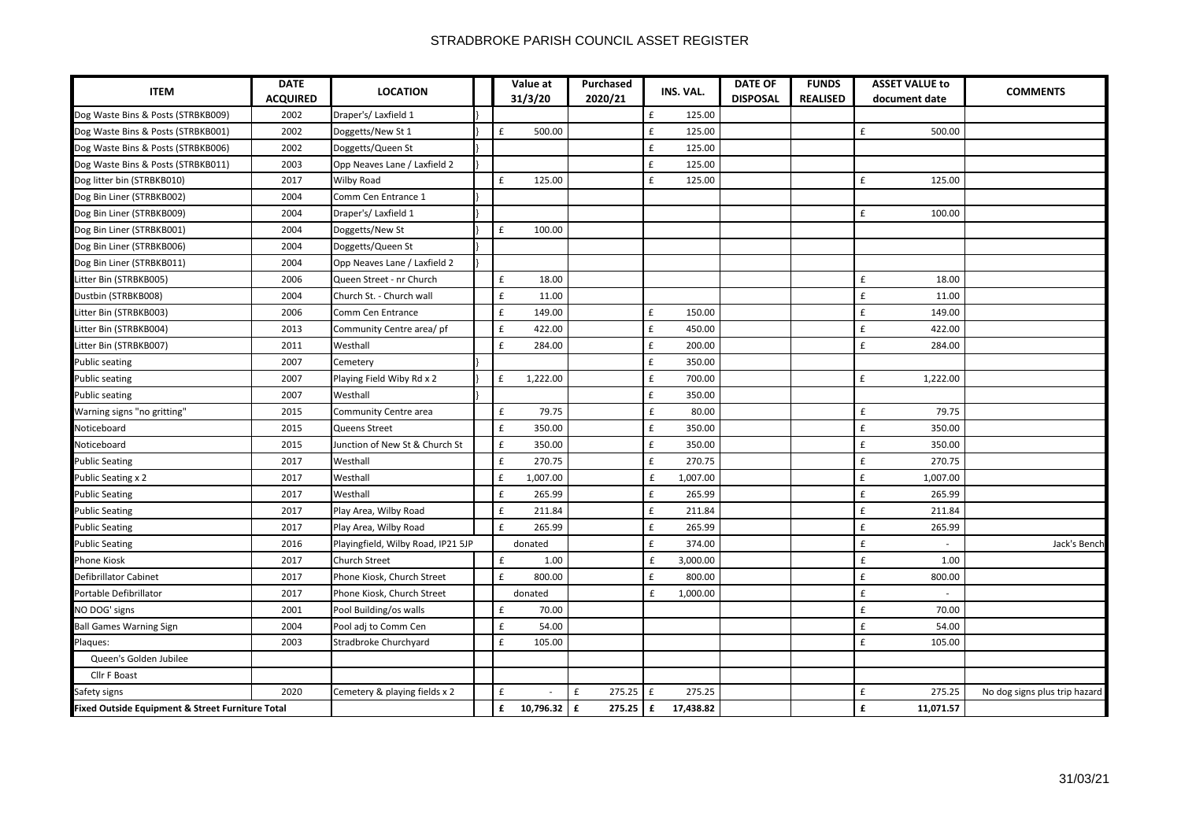# STRADBROKE PARISH COUNCIL ASSET REGISTER

| ITEM | DATE ACQUIRED | LOCATION | | Value at 31/3/20 | Purchased 2020/21 | INS. VAL. | DATE OF DISPOSAL | FUNDS REALISED | ASSET VALUE to document date | COMMENTS |
|---|---|---|---|---|---|---|---|---|---|---|
| Dog Waste Bins & Posts (STRBKB009) | 2002 | Draper's/ Laxfield 1 | } | | | £ 125.00 | | | | |
| Dog Waste Bins & Posts (STRBKB001) | 2002 | Doggetts/New St 1 | } | £ 500.00 | | £ 125.00 | | | £ 500.00 | |
| Dog Waste Bins & Posts (STRBKB006) | 2002 | Doggetts/Queen St | } | | | £ 125.00 | | | | |
| Dog Waste Bins & Posts (STRBKB011) | 2003 | Opp Neaves Lane / Laxfield 2 | } | | | £ 125.00 | | | | |
| Dog litter bin (STRBKB010) | 2017 | Wilby Road | | £ 125.00 | | £ 125.00 | | | £ 125.00 | |
| Dog Bin Liner (STRBKB002) | 2004 | Comm Cen Entrance 1 | } | | | | | | | |
| Dog Bin Liner (STRBKB009) | 2004 | Draper's/ Laxfield 1 | } | | | | | | £ 100.00 | |
| Dog Bin Liner (STRBKB001) | 2004 | Doggetts/New St | } | £ 100.00 | | | | | | |
| Dog Bin Liner (STRBKB006) | 2004 | Doggetts/Queen St | } | | | | | | | |
| Dog Bin Liner (STRBKB011) | 2004 | Opp Neaves Lane / Laxfield 2 | } | | | | | | | |
| Litter Bin (STRBKB005) | 2006 | Queen Street - nr Church | | £ 18.00 | | | | | £ 18.00 | |
| Dustbin (STRBKB008) | 2004 | Church St. - Church wall | | £ 11.00 | | | | | £ 11.00 | |
| Litter Bin (STRBKB003) | 2006 | Comm Cen Entrance | | £ 149.00 | | £ 150.00 | | | £ 149.00 | |
| Litter Bin (STRBKB004) | 2013 | Community Centre area/ pf | | £ 422.00 | | £ 450.00 | | | £ 422.00 | |
| Litter Bin (STRBKB007) | 2011 | Westhall | | £ 284.00 | | £ 200.00 | | | £ 284.00 | |
| Public seating | 2007 | Cemetery | } | | | £ 350.00 | | | | |
| Public seating | 2007 | Playing Field Wiby Rd x 2 | } | £ 1,222.00 | | £ 700.00 | | | £ 1,222.00 | |
| Public seating | 2007 | Westhall | } | | | £ 350.00 | | | | |
| Warning signs "no gritting" | 2015 | Community Centre area | | £ 79.75 | | £ 80.00 | | | £ 79.75 | |
| Noticeboard | 2015 | Queens Street | | £ 350.00 | | £ 350.00 | | | £ 350.00 | |
| Noticeboard | 2015 | Junction of New St & Church St | | £ 350.00 | | £ 350.00 | | | £ 350.00 | |
| Public Seating | 2017 | Westhall | | £ 270.75 | | £ 270.75 | | | £ 270.75 | |
| Public Seating x 2 | 2017 | Westhall | | £ 1,007.00 | | £ 1,007.00 | | | £ 1,007.00 | |
| Public Seating | 2017 | Westhall | | £ 265.99 | | £ 265.99 | | | £ 265.99 | |
| Public Seating | 2017 | Play Area, Wilby Road | | £ 211.84 | | £ 211.84 | | | £ 211.84 | |
| Public Seating | 2017 | Play Area, Wilby Road | | £ 265.99 | | £ 265.99 | | | £ 265.99 | |
| Public Seating | 2016 | Playingfield, Wilby Road, IP21 5JP | | donated | | £ 374.00 | | | £ - | Jack's Bench |
| Phone Kiosk | 2017 | Church Street | | £ 1.00 | | £ 3,000.00 | | | £ 1.00 | |
| Defibrillator Cabinet | 2017 | Phone Kiosk, Church Street | | £ 800.00 | | £ 800.00 | | | £ 800.00 | |
| Portable Defibrillator | 2017 | Phone Kiosk, Church Street | | donated | | £ 1,000.00 | | | £ - | |
| NO DOG' signs | 2001 | Pool Building/os walls | | £ 70.00 | | | | | £ 70.00 | |
| Ball Games Warning Sign | 2004 | Pool adj to Comm Cen | | £ 54.00 | | | | | £ 54.00 | |
| Plaques: | 2003 | Stradbroke Churchyard | | £ 105.00 | | | | | £ 105.00 | |
| Queen's Golden Jubilee | | | | | | | | | | |
| Cllr F Boast | | | | | | | | | | |
| Safety signs | 2020 | Cemetery & playing fields x 2 | | £ - | £ 275.25 | £ 275.25 | | | £ 275.25 | No dog signs plus trip hazard |
| **Fixed Outside Equipment & Street Furniture Total** | | | | **£ 10,796.32** | **£ 275.25** | **£ 17,438.82** | | | **£ 11,071.57** | |

31/03/21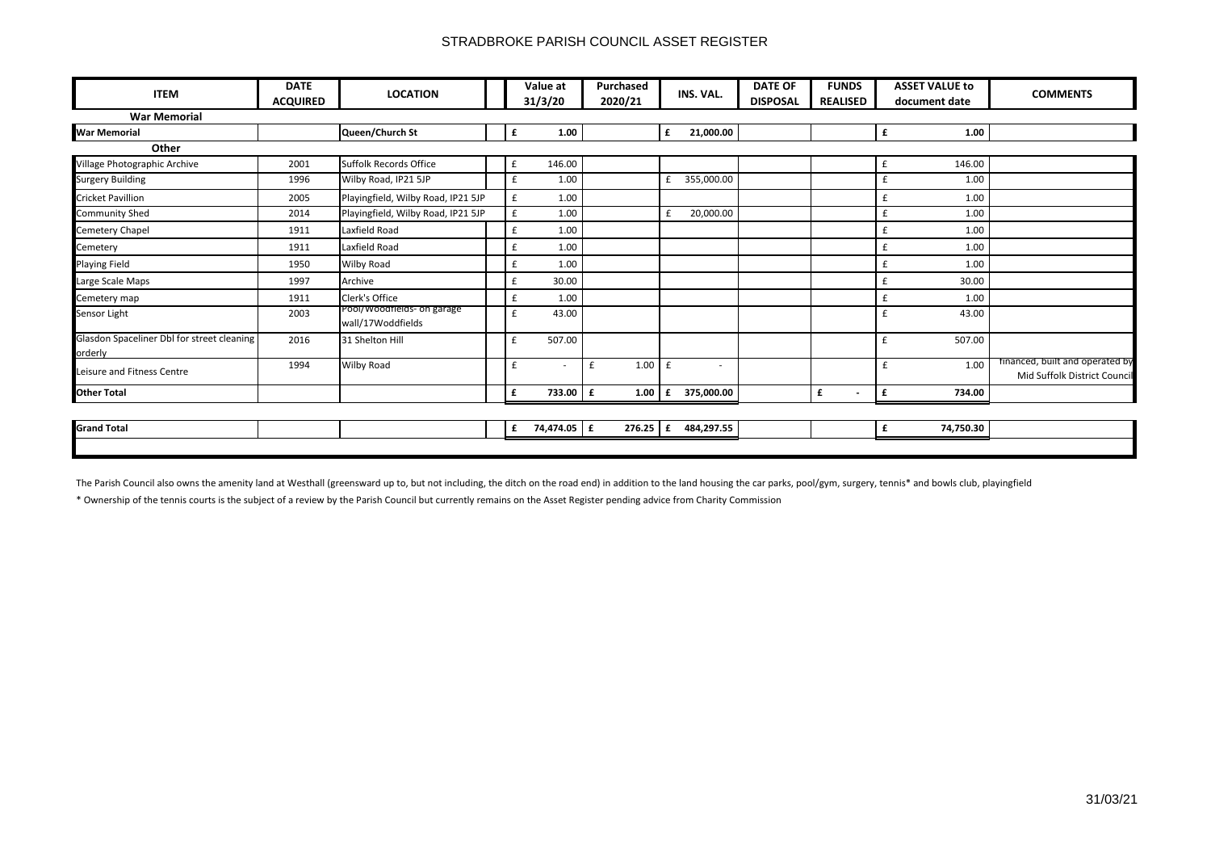# STRADBROKE PARISH COUNCIL ASSET REGISTER

| ITEM | DATE ACQUIRED | LOCATION | | Value at 31/3/20 | Purchased 2020/21 | INS. VAL. | DATE OF DISPOSAL | FUNDS REALISED | ASSET VALUE to document date | COMMENTS |
|---|---|---|---|---|---|---|---|---|---|---|
| **War Memorial** | | | | | | | | | | |
| **War Memorial** | | **Queen/Church St** | | **£ 1.00** | | **£ 21,000.00** | | | **£ 1.00** | |
| **Other** | | | | | | | | | | |
| Village Photographic Archive | 2001 | Suffolk Records Office | | £ 146.00 | | | | | £ 146.00 | |
| Surgery Building | 1996 | Wilby Road, IP21 5JP | | £ 1.00 | | £ 355,000.00 | | | £ 1.00 | |
| Cricket Pavillion | 2005 | Playingfield, Wilby Road, IP21 5JP | | £ 1.00 | | | | | £ 1.00 | |
| Community Shed | 2014 | Playingfield, Wilby Road, IP21 5JP | | £ 1.00 | | £ 20,000.00 | | | £ 1.00 | |
| Cemetery Chapel | 1911 | Laxfield Road | | £ 1.00 | | | | | £ 1.00 | |
| Cemetery | 1911 | Laxfield Road | | £ 1.00 | | | | | £ 1.00 | |
| Playing Field | 1950 | Wilby Road | | £ 1.00 | | | | | £ 1.00 | |
| Large Scale Maps | 1997 | Archive | | £ 30.00 | | | | | £ 30.00 | |
| Cemetery map | 1911 | Clerk's Office | | £ 1.00 | | | | | £ 1.00 | |
| Sensor Light | 2003 | Pool/Woodfields- on garage wall/17Woddfields | | £ 43.00 | | | | | £ 43.00 | |
| Glasdon Spaceliner Dbl for street cleaning orderly | 2016 | 31 Shelton Hill | | £ 507.00 | | | | | £ 507.00 | |
| Leisure and Fitness Centre | 1994 | Wilby Road | | £ - | £ 1.00 | £ - | | | £ 1.00 | financed, built and operated by Mid Suffolk District Council |
| **Other Total** | | | | **£ 733.00** | **£ 1.00** | **£ 375,000.00** | | **£ -** | **£ 734.00** | |
| | | | | | | | | | | |
| **Grand Total** | | | | **£ 74,474.05** | **£ 276.25** | **£ 484,297.55** | | | **£ 74,750.30** | |

The Parish Council also owns the amenity land at Westhall (greensward up to, but not including, the ditch on the road end) in addition to the land housing the car parks, pool/gym, surgery, tennis* and bowls club, playingfield

* Ownership of the tennis courts is the subject of a review by the Parish Council but currently remains on the Asset Register pending advice from Charity Commission

31/03/21